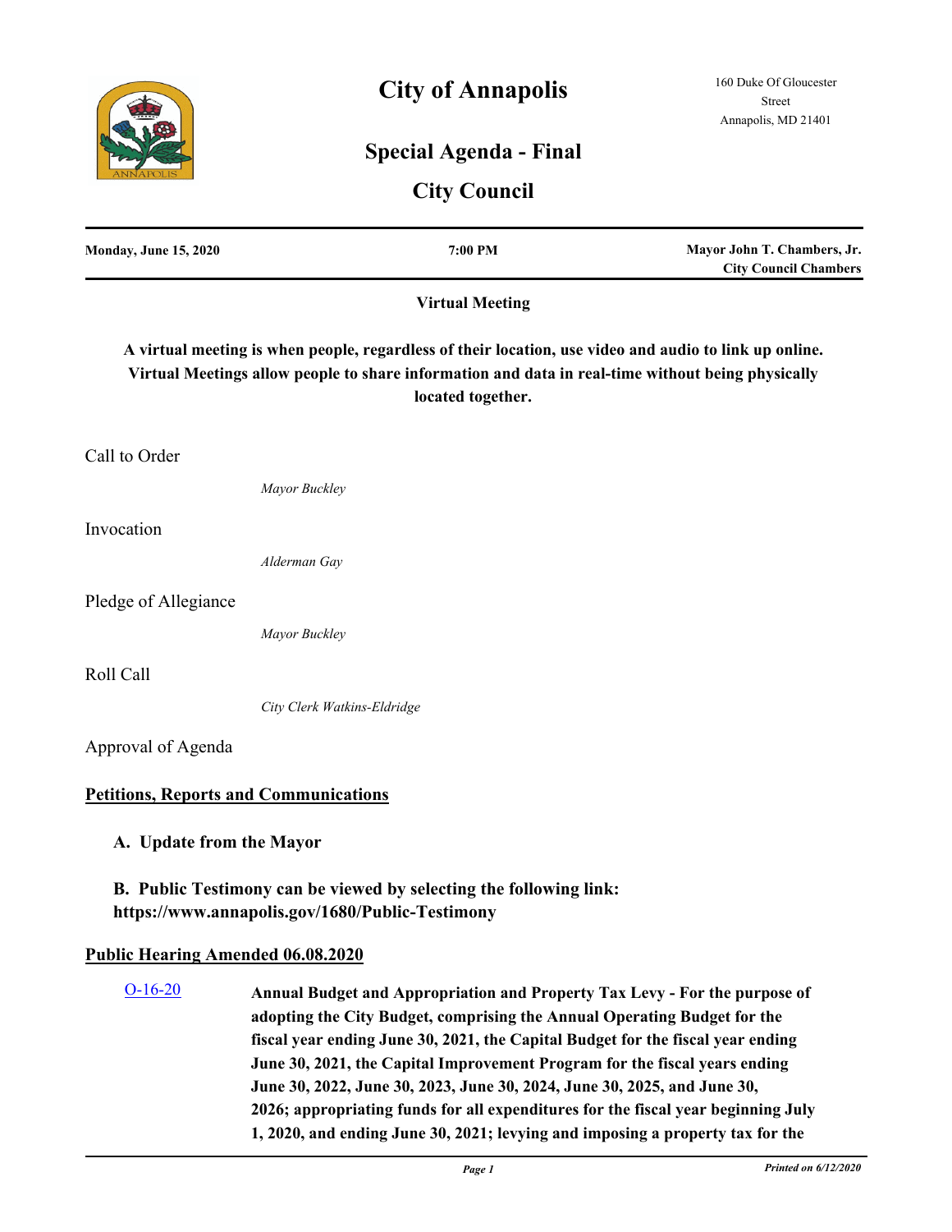# City of Annapolis

160 Duke Of Gloucester Street
Annapolis, MD 21401

## Special Agenda - Final

## City Council

**Monday, June 15, 2020** | **7:00 PM** | **Mayor John T. Chambers, Jr. City Council Chambers**

**Virtual Meeting**

**A virtual meeting is when people, regardless of their location, use video and audio to link up online. Virtual Meetings allow people to share information and data in real-time without being physically located together.**

Call to Order

*Mayor Buckley*

Invocation

*Alderman Gay*

Pledge of Allegiance

*Mayor Buckley*

Roll Call

*City Clerk Watkins-Eldridge*

Approval of Agenda

**Petitions, Reports and Communications**

**A. Update from the Mayor**

**B. Public Testimony can be viewed by selecting the following link: https://www.annapolis.gov/1680/Public-Testimony**

**Public Hearing Amended 06.08.2020**

O-16-20 **Annual Budget and Appropriation and Property Tax Levy - For the purpose of adopting the City Budget, comprising the Annual Operating Budget for the fiscal year ending June 30, 2021, the Capital Budget for the fiscal year ending June 30, 2021, the Capital Improvement Program for the fiscal years ending June 30, 2022, June 30, 2023, June 30, 2024, June 30, 2025, and June 30, 2026; appropriating funds for all expenditures for the fiscal year beginning July 1, 2020, and ending June 30, 2021; levying and imposing a property tax for the**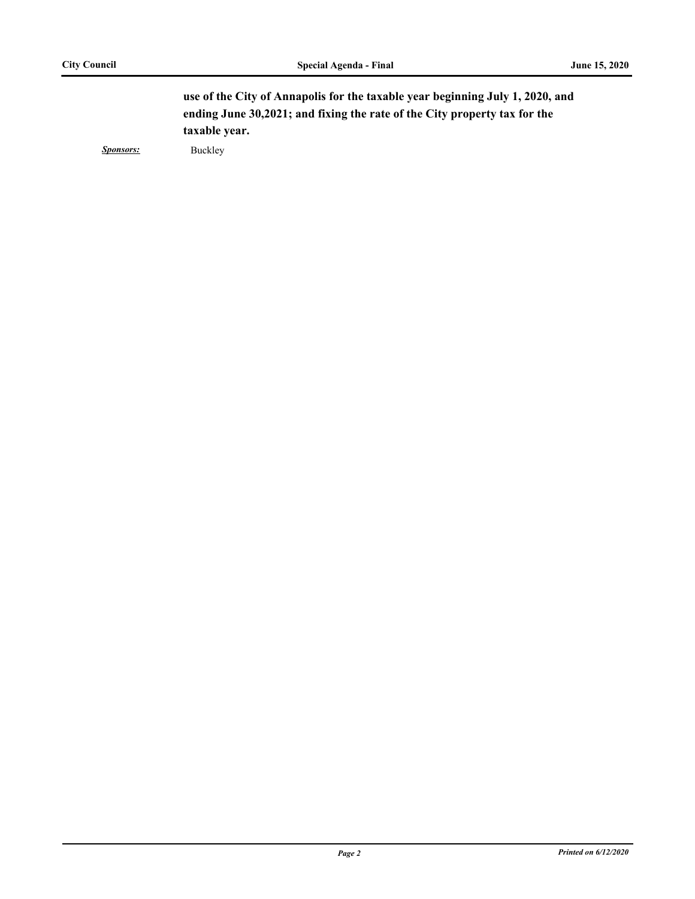**use of the City of Annapolis for the taxable year beginning July 1, 2020, and ending June 30,2021; and fixing the rate of the City property tax for the taxable year.**

***Sponsors:*** Buckley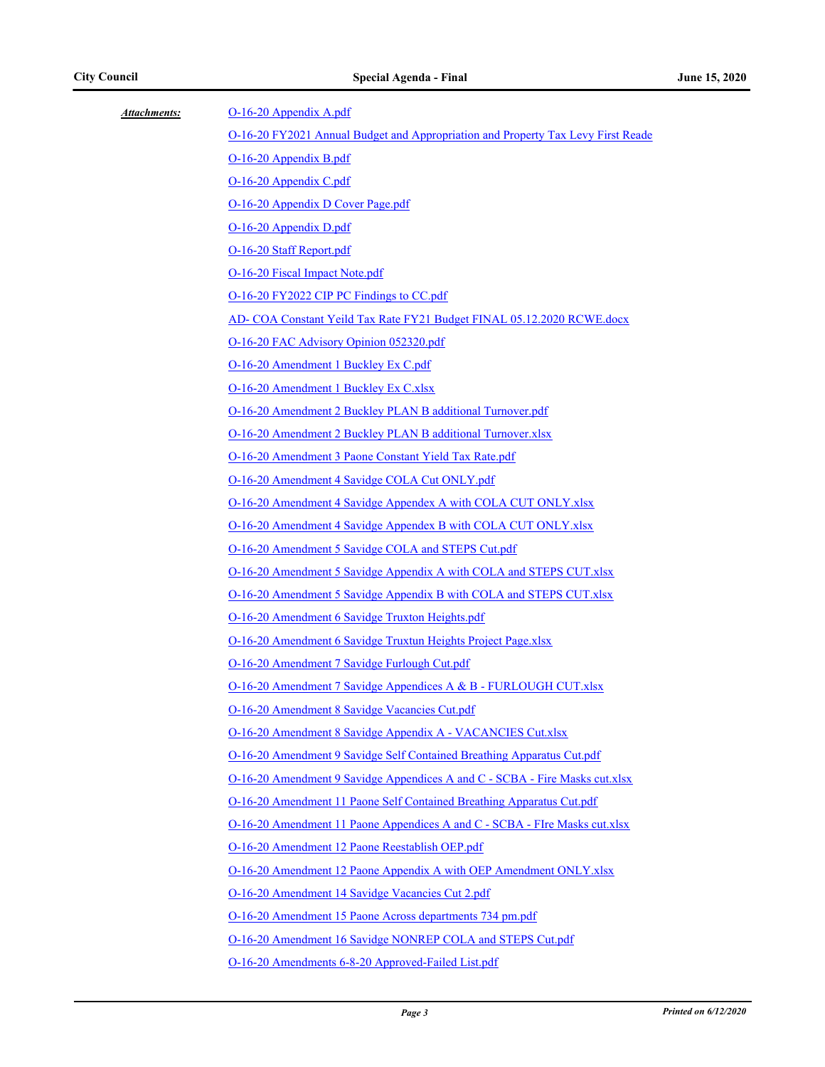***Attachments:***

- O-16-20 Appendix A.pdf
- O-16-20 FY2021 Annual Budget and Appropriation and Property Tax Levy First Reade
- O-16-20 Appendix B.pdf
- O-16-20 Appendix C.pdf
- O-16-20 Appendix D Cover Page.pdf
- O-16-20 Appendix D.pdf
- O-16-20 Staff Report.pdf
- O-16-20 Fiscal Impact Note.pdf
- O-16-20 FY2022 CIP PC Findings to CC.pdf
- AD- COA Constant Yeild Tax Rate FY21 Budget FINAL 05.12.2020 RCWE.docx
- O-16-20 FAC Advisory Opinion 052320.pdf
- O-16-20 Amendment 1 Buckley Ex C.pdf
- O-16-20 Amendment 1 Buckley Ex C.xlsx
- O-16-20 Amendment 2 Buckley PLAN B additional Turnover.pdf
- O-16-20 Amendment 2 Buckley PLAN B additional Turnover.xlsx
- O-16-20 Amendment 3 Paone Constant Yield Tax Rate.pdf
- O-16-20 Amendment 4 Savidge COLA Cut ONLY.pdf
- O-16-20 Amendment 4 Savidge Appendex A with COLA CUT ONLY.xlsx
- O-16-20 Amendment 4 Savidge Appendex B with COLA CUT ONLY.xlsx
- O-16-20 Amendment 5 Savidge COLA and STEPS Cut.pdf
- O-16-20 Amendment 5 Savidge Appendix A with COLA and STEPS CUT.xlsx
- O-16-20 Amendment 5 Savidge Appendix B with COLA and STEPS CUT.xlsx
- O-16-20 Amendment 6 Savidge Truxton Heights.pdf
- O-16-20 Amendment 6 Savidge Truxtun Heights Project Page.xlsx
- O-16-20 Amendment 7 Savidge Furlough Cut.pdf
- O-16-20 Amendment 7 Savidge Appendices A & B - FURLOUGH CUT.xlsx
- O-16-20 Amendment 8 Savidge Vacancies Cut.pdf
- O-16-20 Amendment 8 Savidge Appendix A - VACANCIES Cut.xlsx
- O-16-20 Amendment 9 Savidge Self Contained Breathing Apparatus Cut.pdf
- O-16-20 Amendment 9 Savidge Appendices A and C - SCBA - Fire Masks cut.xlsx
- O-16-20 Amendment 11 Paone Self Contained Breathing Apparatus Cut.pdf
- O-16-20 Amendment 11 Paone Appendices A and C - SCBA - FIre Masks cut.xlsx
- O-16-20 Amendment 12 Paone Reestablish OEP.pdf
- O-16-20 Amendment 12 Paone Appendix A with OEP Amendment ONLY.xlsx
- O-16-20 Amendment 14 Savidge Vacancies Cut 2.pdf
- O-16-20 Amendment 15 Paone Across departments 734 pm.pdf
- O-16-20 Amendment 16 Savidge NONREP COLA and STEPS Cut.pdf
- O-16-20 Amendments 6-8-20 Approved-Failed List.pdf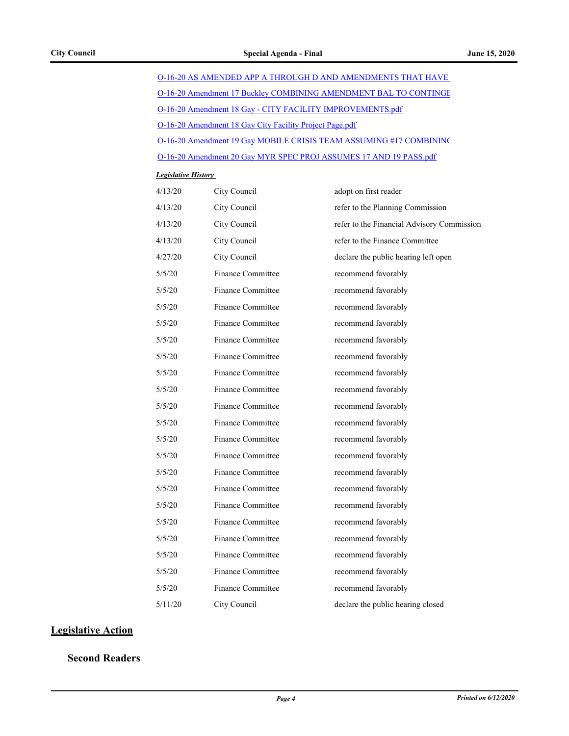O-16-20 AS AMENDED APP A THROUGH D AND AMENDMENTS THAT HAVE

O-16-20 Amendment 17 Buckley COMBINING AMENDMENT BAL TO CONTINGE

O-16-20 Amendment 18 Gay - CITY FACILITY IMPROVEMENTS.pdf

O-16-20 Amendment 18 Gay City Facility Project Page.pdf

O-16-20 Amendment 19 Gay MOBILE CRISIS TEAM ASSUMING #17 COMBINING

O-16-20 Amendment 20 Gay MYR SPEC PROJ ASSUMES 17 AND 19 PASS.pdf

***Legislative History***

| | | |
|---|---|---|
| 4/13/20 | City Council | adopt on first reader |
| 4/13/20 | City Council | refer to the Planning Commission |
| 4/13/20 | City Council | refer to the Financial Advisory Commission |
| 4/13/20 | City Council | refer to the Finance Committee |
| 4/27/20 | City Council | declare the public hearing left open |
| 5/5/20 | Finance Committee | recommend favorably |
| 5/5/20 | Finance Committee | recommend favorably |
| 5/5/20 | Finance Committee | recommend favorably |
| 5/5/20 | Finance Committee | recommend favorably |
| 5/5/20 | Finance Committee | recommend favorably |
| 5/5/20 | Finance Committee | recommend favorably |
| 5/5/20 | Finance Committee | recommend favorably |
| 5/5/20 | Finance Committee | recommend favorably |
| 5/5/20 | Finance Committee | recommend favorably |
| 5/5/20 | Finance Committee | recommend favorably |
| 5/5/20 | Finance Committee | recommend favorably |
| 5/5/20 | Finance Committee | recommend favorably |
| 5/5/20 | Finance Committee | recommend favorably |
| 5/5/20 | Finance Committee | recommend favorably |
| 5/5/20 | Finance Committee | recommend favorably |
| 5/5/20 | Finance Committee | recommend favorably |
| 5/5/20 | Finance Committee | recommend favorably |
| 5/5/20 | Finance Committee | recommend favorably |
| 5/5/20 | Finance Committee | recommend favorably |
| 5/5/20 | Finance Committee | recommend favorably |
| 5/11/20 | City Council | declare the public hearing closed |

## Legislative Action

### Second Readers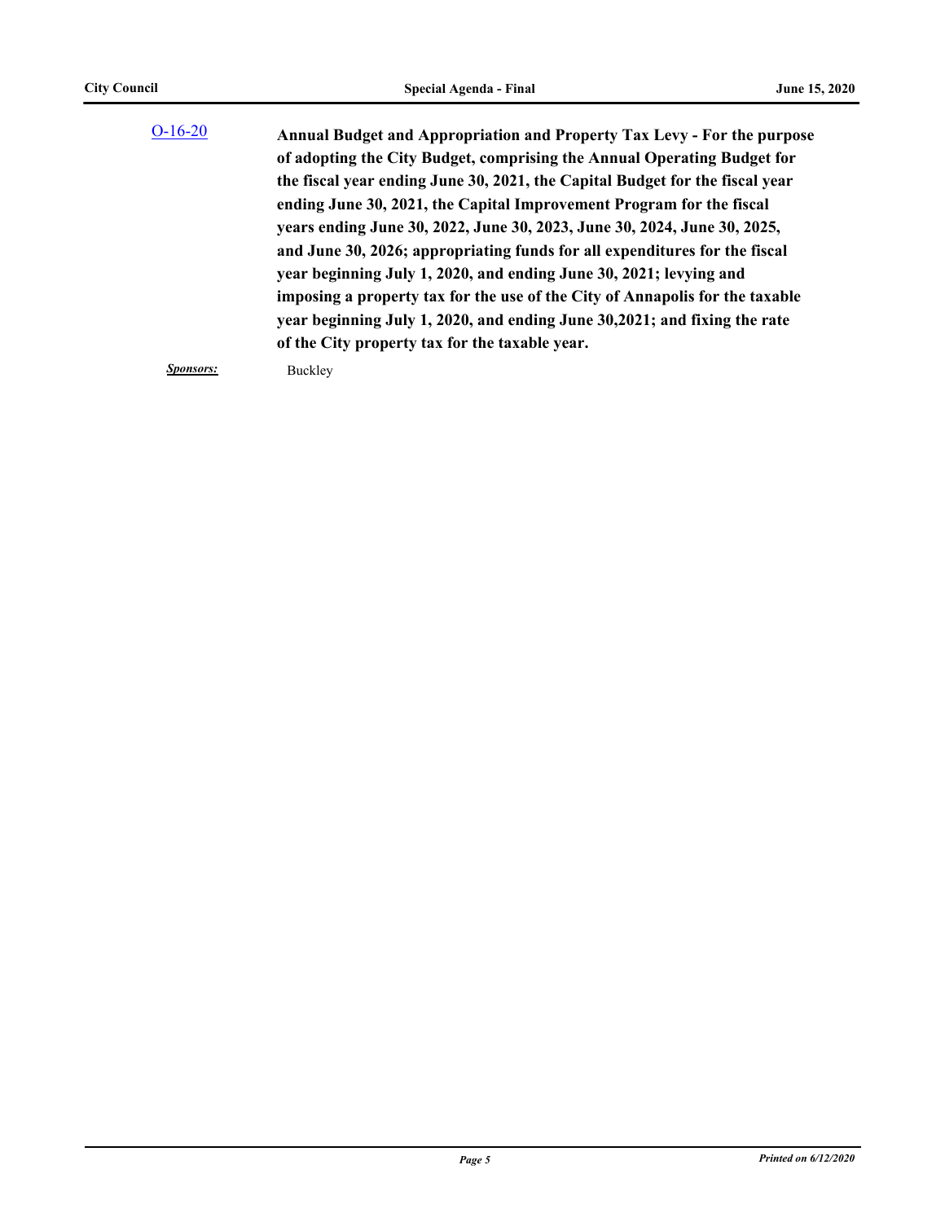O-16-20

**Annual Budget and Appropriation and Property Tax Levy - For the purpose of adopting the City Budget, comprising the Annual Operating Budget for the fiscal year ending June 30, 2021, the Capital Budget for the fiscal year ending June 30, 2021, the Capital Improvement Program for the fiscal years ending June 30, 2022, June 30, 2023, June 30, 2024, June 30, 2025, and June 30, 2026; appropriating funds for all expenditures for the fiscal year beginning July 1, 2020, and ending June 30, 2021; levying and imposing a property tax for the use of the City of Annapolis for the taxable year beginning July 1, 2020, and ending June 30,2021; and fixing the rate of the City property tax for the taxable year.**

***Sponsors:*** Buckley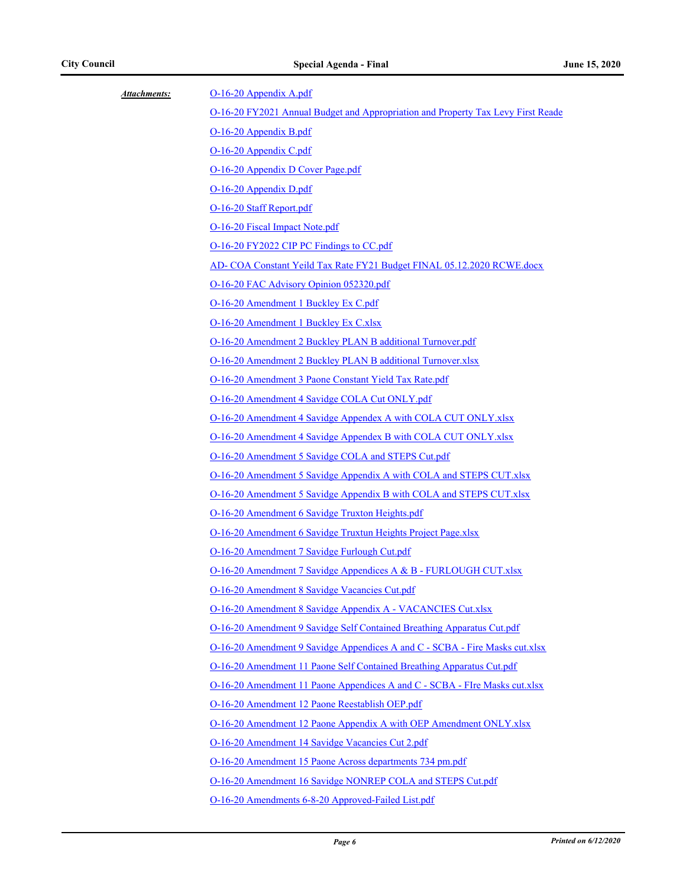***Attachments:***

- O-16-20 Appendix A.pdf
- O-16-20 FY2021 Annual Budget and Appropriation and Property Tax Levy First Reade
- O-16-20 Appendix B.pdf
- O-16-20 Appendix C.pdf
- O-16-20 Appendix D Cover Page.pdf
- O-16-20 Appendix D.pdf
- O-16-20 Staff Report.pdf
- O-16-20 Fiscal Impact Note.pdf
- O-16-20 FY2022 CIP PC Findings to CC.pdf
- AD- COA Constant Yeild Tax Rate FY21 Budget FINAL 05.12.2020 RCWE.docx
- O-16-20 FAC Advisory Opinion 052320.pdf
- O-16-20 Amendment 1 Buckley Ex C.pdf
- O-16-20 Amendment 1 Buckley Ex C.xlsx
- O-16-20 Amendment 2 Buckley PLAN B additional Turnover.pdf
- O-16-20 Amendment 2 Buckley PLAN B additional Turnover.xlsx
- O-16-20 Amendment 3 Paone Constant Yield Tax Rate.pdf
- O-16-20 Amendment 4 Savidge COLA Cut ONLY.pdf
- O-16-20 Amendment 4 Savidge Appendex A with COLA CUT ONLY.xlsx
- O-16-20 Amendment 4 Savidge Appendex B with COLA CUT ONLY.xlsx
- O-16-20 Amendment 5 Savidge COLA and STEPS Cut.pdf
- O-16-20 Amendment 5 Savidge Appendix A with COLA and STEPS CUT.xlsx
- O-16-20 Amendment 5 Savidge Appendix B with COLA and STEPS CUT.xlsx
- O-16-20 Amendment 6 Savidge Truxton Heights.pdf
- O-16-20 Amendment 6 Savidge Truxtun Heights Project Page.xlsx
- O-16-20 Amendment 7 Savidge Furlough Cut.pdf
- O-16-20 Amendment 7 Savidge Appendices A & B - FURLOUGH CUT.xlsx
- O-16-20 Amendment 8 Savidge Vacancies Cut.pdf
- O-16-20 Amendment 8 Savidge Appendix A - VACANCIES Cut.xlsx
- O-16-20 Amendment 9 Savidge Self Contained Breathing Apparatus Cut.pdf
- O-16-20 Amendment 9 Savidge Appendices A and C - SCBA - Fire Masks cut.xlsx
- O-16-20 Amendment 11 Paone Self Contained Breathing Apparatus Cut.pdf
- O-16-20 Amendment 11 Paone Appendices A and C - SCBA - FIre Masks cut.xlsx
- O-16-20 Amendment 12 Paone Reestablish OEP.pdf
- O-16-20 Amendment 12 Paone Appendix A with OEP Amendment ONLY.xlsx
- O-16-20 Amendment 14 Savidge Vacancies Cut 2.pdf
- O-16-20 Amendment 15 Paone Across departments 734 pm.pdf
- O-16-20 Amendment 16 Savidge NONREP COLA and STEPS Cut.pdf
- O-16-20 Amendments 6-8-20 Approved-Failed List.pdf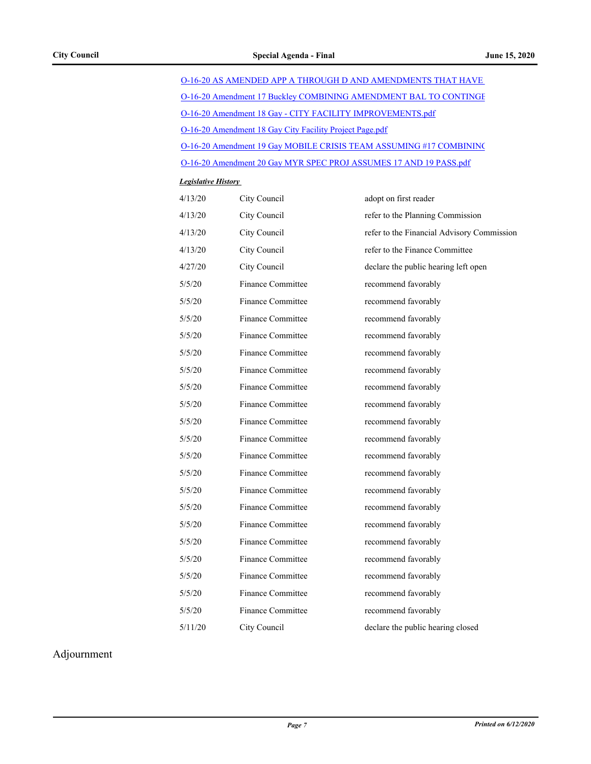[O-16-20 AS AMENDED APP A THROUGH D AND AMENDMENTS THAT HAVE](#)

[O-16-20 Amendment 17 Buckley COMBINING AMENDMENT BAL TO CONTINGE](#)

[O-16-20 Amendment 18 Gay - CITY FACILITY IMPROVEMENTS.pdf](#)

[O-16-20 Amendment 18 Gay City Facility Project Page.pdf](#)

[O-16-20 Amendment 19 Gay MOBILE CRISIS TEAM ASSUMING #17 COMBININ](#)

[O-16-20 Amendment 20 Gay MYR SPEC PROJ ASSUMES 17 AND 19 PASS.pdf](#)

***Legislative History***

| | | |
|---|---|---|
| 4/13/20 | City Council | adopt on first reader |
| 4/13/20 | City Council | refer to the Planning Commission |
| 4/13/20 | City Council | refer to the Financial Advisory Commission |
| 4/13/20 | City Council | refer to the Finance Committee |
| 4/27/20 | City Council | declare the public hearing left open |
| 5/5/20 | Finance Committee | recommend favorably |
| 5/5/20 | Finance Committee | recommend favorably |
| 5/5/20 | Finance Committee | recommend favorably |
| 5/5/20 | Finance Committee | recommend favorably |
| 5/5/20 | Finance Committee | recommend favorably |
| 5/5/20 | Finance Committee | recommend favorably |
| 5/5/20 | Finance Committee | recommend favorably |
| 5/5/20 | Finance Committee | recommend favorably |
| 5/5/20 | Finance Committee | recommend favorably |
| 5/5/20 | Finance Committee | recommend favorably |
| 5/5/20 | Finance Committee | recommend favorably |
| 5/5/20 | Finance Committee | recommend favorably |
| 5/5/20 | Finance Committee | recommend favorably |
| 5/5/20 | Finance Committee | recommend favorably |
| 5/5/20 | Finance Committee | recommend favorably |
| 5/5/20 | Finance Committee | recommend favorably |
| 5/5/20 | Finance Committee | recommend favorably |
| 5/5/20 | Finance Committee | recommend favorably |
| 5/5/20 | Finance Committee | recommend favorably |
| 5/5/20 | Finance Committee | recommend favorably |
| 5/11/20 | City Council | declare the public hearing closed |

## Adjournment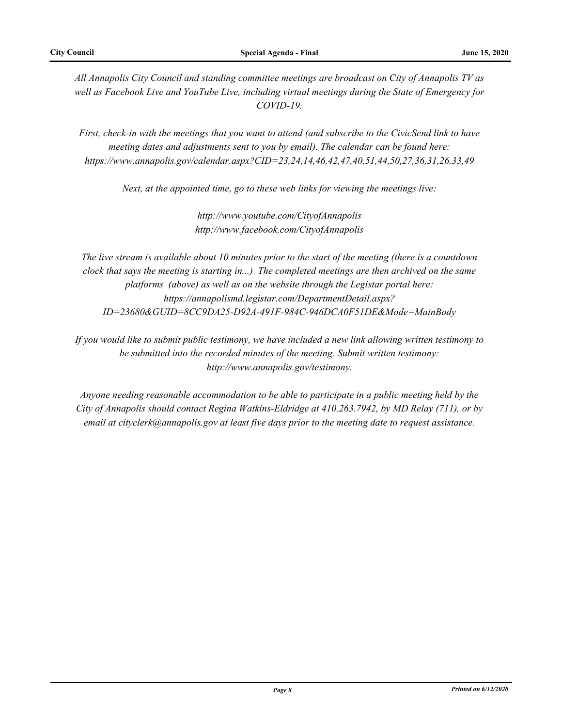*All Annapolis City Council and standing committee meetings are broadcast on City of Annapolis TV as well as Facebook Live and YouTube Live, including virtual meetings during the State of Emergency for COVID-19.*

*First, check-in with the meetings that you want to attend (and subscribe to the CivicSend link to have meeting dates and adjustments sent to you by email). The calendar can be found here: https://www.annapolis.gov/calendar.aspx?CID=23,24,14,46,42,47,40,51,44,50,27,36,31,26,33,49*

*Next, at the appointed time, go to these web links for viewing the meetings live:*

*http://www.youtube.com/CityofAnnapolis*
*http://www.facebook.com/CityofAnnapolis*

*The live stream is available about 10 minutes prior to the start of the meeting (there is a countdown clock that says the meeting is starting in...) The completed meetings are then archived on the same platforms (above) as well as on the website through the Legistar portal here: https://annapolismd.legistar.com/DepartmentDetail.aspx?ID=23680&GUID=8CC9DA25-D92A-491F-984C-946DCA0F51DE&Mode=MainBody*

*If you would like to submit public testimony, we have included a new link allowing written testimony to be submitted into the recorded minutes of the meeting. Submit written testimony: http://www.annapolis.gov/testimony.*

*Anyone needing reasonable accommodation to be able to participate in a public meeting held by the City of Annapolis should contact Regina Watkins-Eldridge at 410.263.7942, by MD Relay (711), or by email at cityclerk@annapolis.gov at least five days prior to the meeting date to request assistance.*